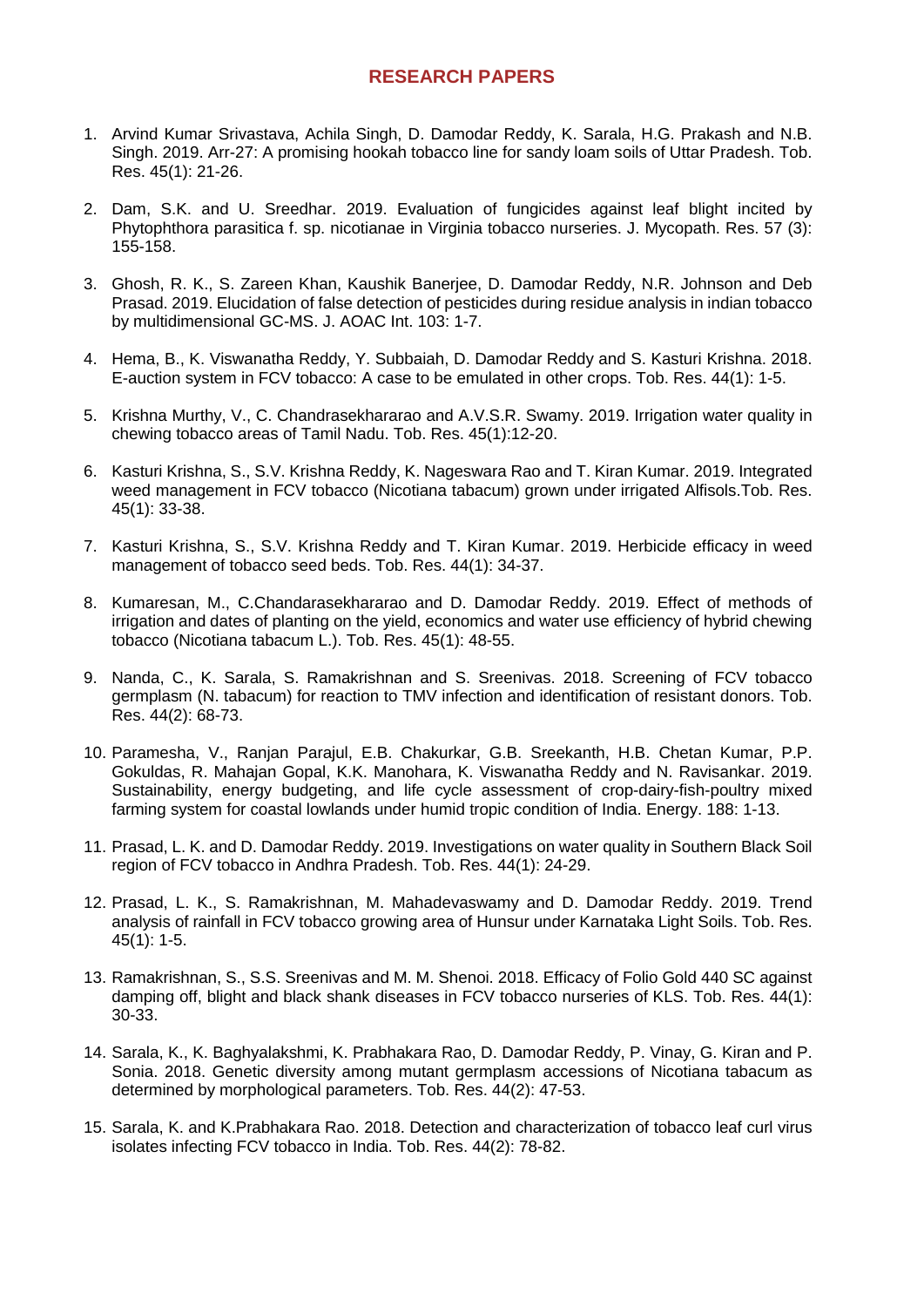# RESEARCH PAPERS

1. Arvind Kumar Srivastava, Achila Singh, D. Damodar Reddy, K. Sarala, H.G. Prakash and N.B. Singh. 2019. Arr-27: A promising hookah tobacco line for sandy loam soils of Uttar Pradesh. Tob. Res. 45(1): 21-26.

2. Dam, S.K. and U. Sreedhar. 2019. Evaluation of fungicides against leaf blight incited by Phytophthora parasitica f. sp. nicotianae in Virginia tobacco nurseries. J. Mycopath. Res. 57 (3): 155-158.

3. Ghosh, R. K., S. Zareen Khan, Kaushik Banerjee, D. Damodar Reddy, N.R. Johnson and Deb Prasad. 2019. Elucidation of false detection of pesticides during residue analysis in indian tobacco by multidimensional GC-MS. J. AOAC Int. 103: 1-7.

4. Hema, B., K. Viswanatha Reddy, Y. Subbaiah, D. Damodar Reddy and S. Kasturi Krishna. 2018. E-auction system in FCV tobacco: A case to be emulated in other crops. Tob. Res. 44(1): 1-5.

5. Krishna Murthy, V., C. Chandrasekhararao and A.V.S.R. Swamy. 2019. Irrigation water quality in chewing tobacco areas of Tamil Nadu. Tob. Res. 45(1):12-20.

6. Kasturi Krishna, S., S.V. Krishna Reddy, K. Nageswara Rao and T. Kiran Kumar. 2019. Integrated weed management in FCV tobacco (Nicotiana tabacum) grown under irrigated Alfisols.Tob. Res. 45(1): 33-38.

7. Kasturi Krishna, S., S.V. Krishna Reddy and T. Kiran Kumar. 2019. Herbicide efficacy in weed management of tobacco seed beds. Tob. Res. 44(1): 34-37.

8. Kumaresan, M., C.Chandarasekhararao and D. Damodar Reddy. 2019. Effect of methods of irrigation and dates of planting on the yield, economics and water use efficiency of hybrid chewing tobacco (Nicotiana tabacum L.). Tob. Res. 45(1): 48-55.

9. Nanda, C., K. Sarala, S. Ramakrishnan and S. Sreenivas. 2018. Screening of FCV tobacco germplasm (N. tabacum) for reaction to TMV infection and identification of resistant donors. Tob. Res. 44(2): 68-73.

10. Paramesha, V., Ranjan Parajul, E.B. Chakurkar, G.B. Sreekanth, H.B. Chetan Kumar, P.P. Gokuldas, R. Mahajan Gopal, K.K. Manohara, K. Viswanatha Reddy and N. Ravisankar. 2019. Sustainability, energy budgeting, and life cycle assessment of crop-dairy-fish-poultry mixed farming system for coastal lowlands under humid tropic condition of India. Energy. 188: 1-13.

11. Prasad, L. K. and D. Damodar Reddy. 2019. Investigations on water quality in Southern Black Soil region of FCV tobacco in Andhra Pradesh. Tob. Res. 44(1): 24-29.

12. Prasad, L. K., S. Ramakrishnan, M. Mahadevaswamy and D. Damodar Reddy. 2019. Trend analysis of rainfall in FCV tobacco growing area of Hunsur under Karnataka Light Soils. Tob. Res. 45(1): 1-5.

13. Ramakrishnan, S., S.S. Sreenivas and M. M. Shenoi. 2018. Efficacy of Folio Gold 440 SC against damping off, blight and black shank diseases in FCV tobacco nurseries of KLS. Tob. Res. 44(1): 30-33.

14. Sarala, K., K. Baghyalakshmi, K. Prabhakara Rao, D. Damodar Reddy, P. Vinay, G. Kiran and P. Sonia. 2018. Genetic diversity among mutant germplasm accessions of Nicotiana tabacum as determined by morphological parameters. Tob. Res. 44(2): 47-53.

15. Sarala, K. and K.Prabhakara Rao. 2018. Detection and characterization of tobacco leaf curl virus isolates infecting FCV tobacco in India. Tob. Res. 44(2): 78-82.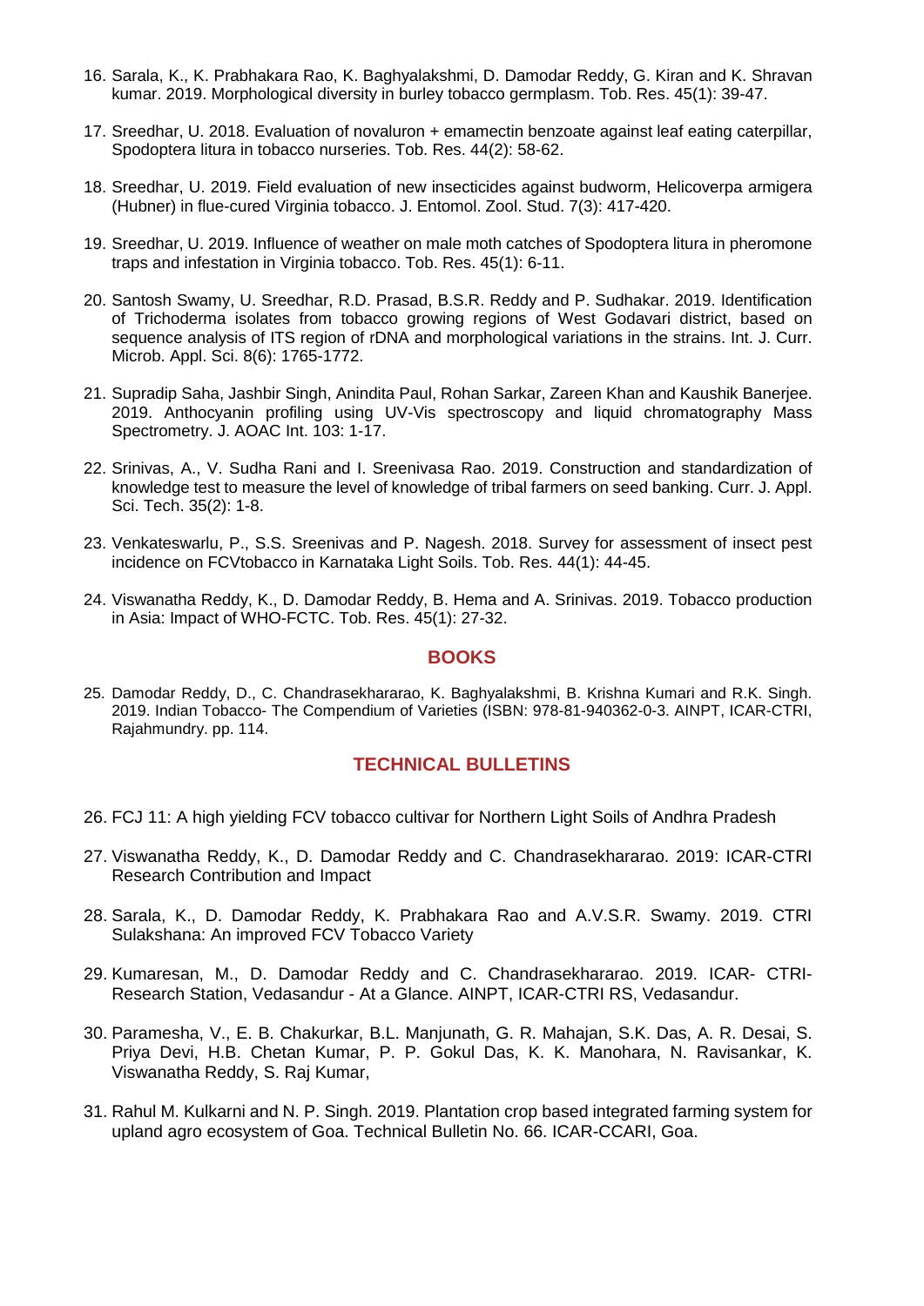16. Sarala, K., K. Prabhakara Rao, K. Baghyalakshmi, D. Damodar Reddy, G. Kiran and K. Shravan kumar. 2019. Morphological diversity in burley tobacco germplasm. Tob. Res. 45(1): 39-47.

17. Sreedhar, U. 2018. Evaluation of novaluron + emamectin benzoate against leaf eating caterpillar, Spodoptera litura in tobacco nurseries. Tob. Res. 44(2): 58-62.

18. Sreedhar, U. 2019. Field evaluation of new insecticides against budworm, Helicoverpa armigera (Hubner) in flue-cured Virginia tobacco. J. Entomol. Zool. Stud. 7(3): 417-420.

19. Sreedhar, U. 2019. Influence of weather on male moth catches of Spodoptera litura in pheromone traps and infestation in Virginia tobacco. Tob. Res. 45(1): 6-11.

20. Santosh Swamy, U. Sreedhar, R.D. Prasad, B.S.R. Reddy and P. Sudhakar. 2019. Identification of Trichoderma isolates from tobacco growing regions of West Godavari district, based on sequence analysis of ITS region of rDNA and morphological variations in the strains. Int. J. Curr. Microb. Appl. Sci. 8(6): 1765-1772.

21. Supradip Saha, Jashbir Singh, Anindita Paul, Rohan Sarkar, Zareen Khan and Kaushik Banerjee. 2019. Anthocyanin profiling using UV-Vis spectroscopy and liquid chromatography Mass Spectrometry. J. AOAC Int. 103: 1-17.

22. Srinivas, A., V. Sudha Rani and I. Sreenivasa Rao. 2019. Construction and standardization of knowledge test to measure the level of knowledge of tribal farmers on seed banking. Curr. J. Appl. Sci. Tech. 35(2): 1-8.

23. Venkateswarlu, P., S.S. Sreenivas and P. Nagesh. 2018. Survey for assessment of insect pest incidence on FCVtobacco in Karnataka Light Soils. Tob. Res. 44(1): 44-45.

24. Viswanatha Reddy, K., D. Damodar Reddy, B. Hema and A. Srinivas. 2019. Tobacco production in Asia: Impact of WHO-FCTC. Tob. Res. 45(1): 27-32.

## BOOKS

25. Damodar Reddy, D., C. Chandrasekhararao, K. Baghyalakshmi, B. Krishna Kumari and R.K. Singh. 2019. Indian Tobacco- The Compendium of Varieties (ISBN: 978-81-940362-0-3. AINPT, ICAR-CTRI, Rajahmundry. pp. 114.

## TECHNICAL BULLETINS

26. FCJ 11: A high yielding FCV tobacco cultivar for Northern Light Soils of Andhra Pradesh

27. Viswanatha Reddy, K., D. Damodar Reddy and C. Chandrasekhararao. 2019: ICAR-CTRI Research Contribution and Impact

28. Sarala, K., D. Damodar Reddy, K. Prabhakara Rao and A.V.S.R. Swamy. 2019. CTRI Sulakshana: An improved FCV Tobacco Variety

29. Kumaresan, M., D. Damodar Reddy and C. Chandrasekhararao. 2019. ICAR- CTRI-Research Station, Vedasandur - At a Glance. AINPT, ICAR-CTRI RS, Vedasandur.

30. Paramesha, V., E. B. Chakurkar, B.L. Manjunath, G. R. Mahajan, S.K. Das, A. R. Desai, S. Priya Devi, H.B. Chetan Kumar, P. P. Gokul Das, K. K. Manohara, N. Ravisankar, K. Viswanatha Reddy, S. Raj Kumar,

31. Rahul M. Kulkarni and N. P. Singh. 2019. Plantation crop based integrated farming system for upland agro ecosystem of Goa. Technical Bulletin No. 66. ICAR-CCARI, Goa.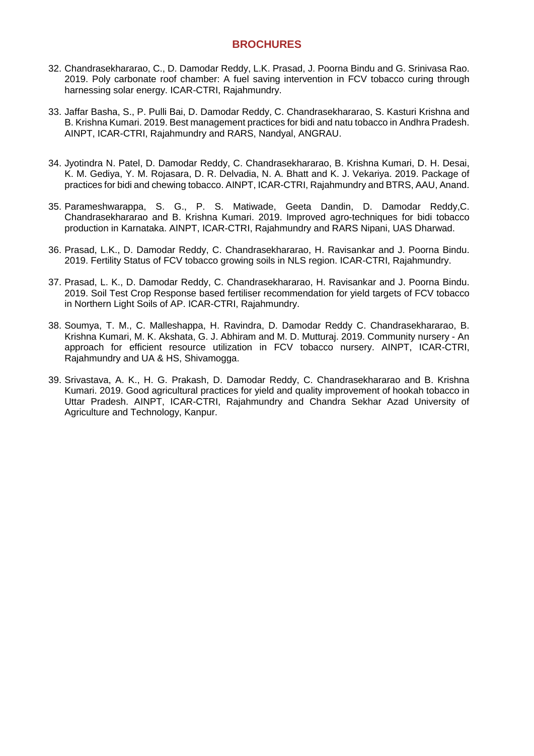## BROCHURES

32. Chandrasekhararao, C., D. Damodar Reddy, L.K. Prasad, J. Poorna Bindu and G. Srinivasa Rao. 2019. Poly carbonate roof chamber: A fuel saving intervention in FCV tobacco curing through harnessing solar energy. ICAR-CTRI, Rajahmundry.

33. Jaffar Basha, S., P. Pulli Bai, D. Damodar Reddy, C. Chandrasekhararao, S. Kasturi Krishna and B. Krishna Kumari. 2019. Best management practices for bidi and natu tobacco in Andhra Pradesh. AINPT, ICAR-CTRI, Rajahmundry and RARS, Nandyal, ANGRAU.

34. Jyotindra N. Patel, D. Damodar Reddy, C. Chandrasekhararao, B. Krishna Kumari, D. H. Desai, K. M. Gediya, Y. M. Rojasara, D. R. Delvadia, N. A. Bhatt and K. J. Vekariya. 2019. Package of practices for bidi and chewing tobacco. AINPT, ICAR-CTRI, Rajahmundry and BTRS, AAU, Anand.

35. Parameshwarappa, S. G., P. S. Matiwade, Geeta Dandin, D. Damodar Reddy,C. Chandrasekhararao and B. Krishna Kumari. 2019. Improved agro-techniques for bidi tobacco production in Karnataka. AINPT, ICAR-CTRI, Rajahmundry and RARS Nipani, UAS Dharwad.

36. Prasad, L.K., D. Damodar Reddy, C. Chandrasekhararao, H. Ravisankar and J. Poorna Bindu. 2019. Fertility Status of FCV tobacco growing soils in NLS region. ICAR-CTRI, Rajahmundry.

37. Prasad, L. K., D. Damodar Reddy, C. Chandrasekhararao, H. Ravisankar and J. Poorna Bindu. 2019. Soil Test Crop Response based fertiliser recommendation for yield targets of FCV tobacco in Northern Light Soils of AP. ICAR-CTRI, Rajahmundry.

38. Soumya, T. M., C. Malleshappa, H. Ravindra, D. Damodar Reddy C. Chandrasekhararao, B. Krishna Kumari, M. K. Akshata, G. J. Abhiram and M. D. Mutturaj. 2019. Community nursery - An approach for efficient resource utilization in FCV tobacco nursery. AINPT, ICAR-CTRI, Rajahmundry and UA & HS, Shivamogga.

39. Srivastava, A. K., H. G. Prakash, D. Damodar Reddy, C. Chandrasekhararao and B. Krishna Kumari. 2019. Good agricultural practices for yield and quality improvement of hookah tobacco in Uttar Pradesh. AINPT, ICAR-CTRI, Rajahmundry and Chandra Sekhar Azad University of Agriculture and Technology, Kanpur.